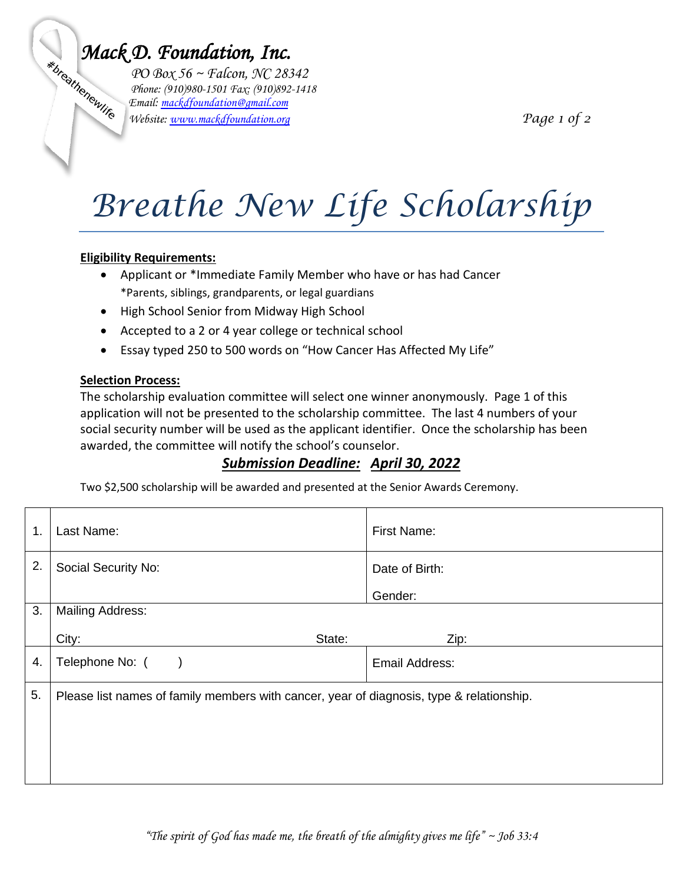**Mack D. Foundation, Inc.**

#breathenewlife

PO Box 56 ~ Falcon, NC 28342
Phone: (910)980-1501 Fax: (910)892-1418
Email: mackdfoundation@gmail.com
Website: www.mackdfoundation.org

# Breathe New Life Scholarship

**Eligibility Requirements:**

- Applicant or *Immediate Family Member who have or has had Cancer
  *Parents, siblings, grandparents, or legal guardians
- High School Senior from Midway High School
- Accepted to a 2 or 4 year college or technical school
- Essay typed 250 to 500 words on "How Cancer Has Affected My Life"

**Selection Process:**

The scholarship evaluation committee will select one winner anonymously. Page 1 of this application will not be presented to the scholarship committee. The last 4 numbers of your social security number will be used as the applicant identifier. Once the scholarship has been awarded, the committee will notify the school's counselor.

***Submission Deadline: April 30, 2022***

Two $2,500 scholarship will be awarded and presented at the Senior Awards Ceremony.

| | | |
|---|---|---|
| 1. | Last Name: | First Name: |
| 2. | Social Security No: | Date of Birth: <br> Gender: |
| 3. | Mailing Address: <br> City: State: | Zip: |
| 4. | Telephone No: ( ) | Email Address: |
| 5. | Please list names of family members with cancer, year of diagnosis, type & relationship. | |

*"The spirit of God has made me, the breath of the almighty gives me life" ~ Job 33:4*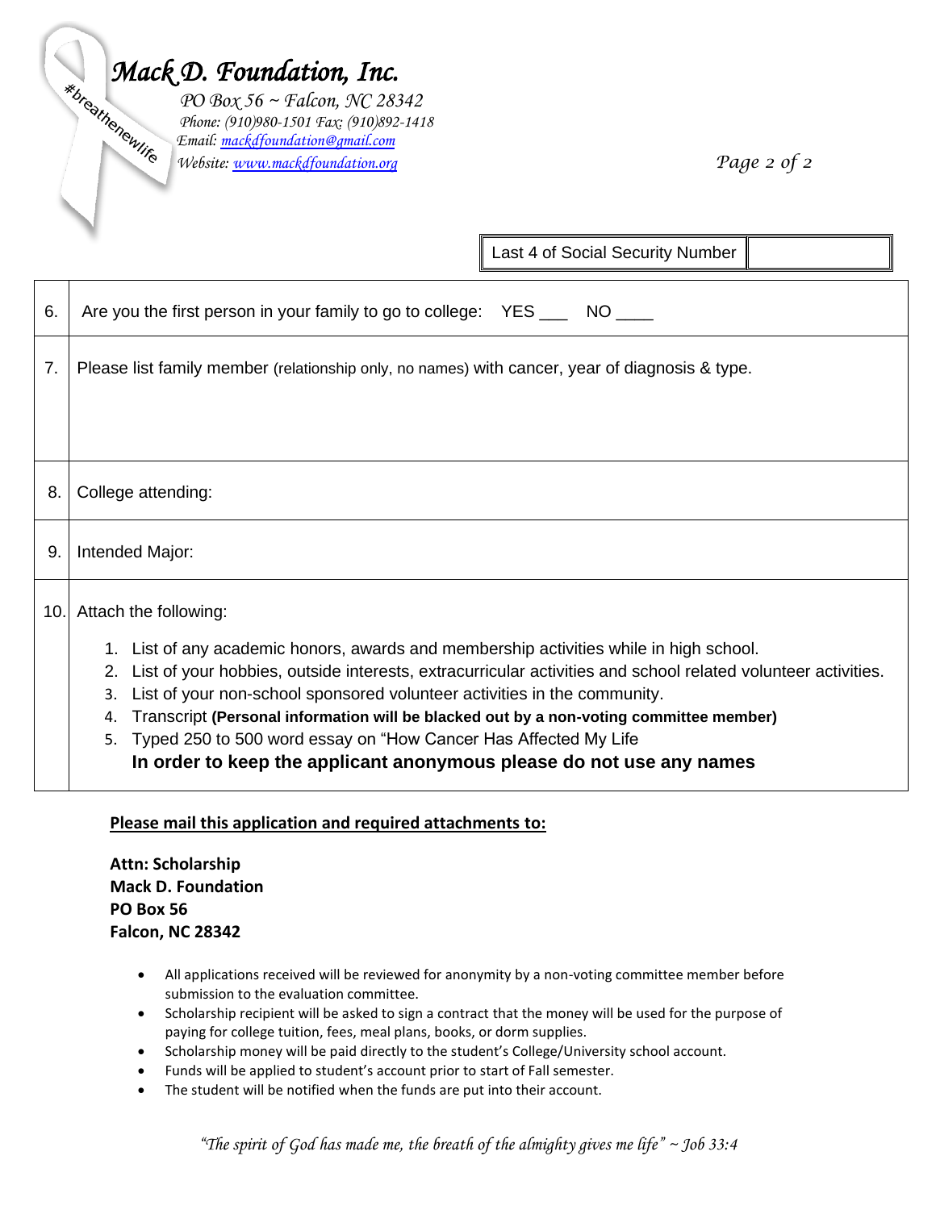# *Mack D. Foundation, Inc.*

*PO Box 56 ~ Falcon, NC 28342*
*Phone: (910)980-1501 Fax: (910)892-1418*
*Email: mackdfoundation@gmail.com*
*Website: www.mackdfoundation.org*

#breathenewlife

| Last 4 of Social Security Number | |
|---|---|

| | |
|---|---|
| 6. | Are you the first person in your family to go to college: YES ___ NO ____ |
| 7. | Please list family member (relationship only, no names) with cancer, year of diagnosis & type. |
| 8. | College attending: |
| 9. | Intended Major: |
| 10. | Attach the following:<br>1. List of any academic honors, awards and membership activities while in high school.<br>2. List of your hobbies, outside interests, extracurricular activities and school related volunteer activities.<br>3. List of your non-school sponsored volunteer activities in the community.<br>4. Transcript **(Personal information will be blacked out by a non-voting committee member)**<br>5. Typed 250 to 500 word essay on "How Cancer Has Affected My Life<br>**In order to keep the applicant anonymous please do not use any names** |

**Please mail this application and required attachments to:**

**Attn: Scholarship**
**Mack D. Foundation**
**PO Box 56**
**Falcon, NC 28342**

- All applications received will be reviewed for anonymity by a non-voting committee member before submission to the evaluation committee.
- Scholarship recipient will be asked to sign a contract that the money will be used for the purpose of paying for college tuition, fees, meal plans, books, or dorm supplies.
- Scholarship money will be paid directly to the student's College/University school account.
- Funds will be applied to student's account prior to start of Fall semester.
- The student will be notified when the funds are put into their account.

*"The spirit of God has made me, the breath of the almighty gives me life" ~ Job 33:4*